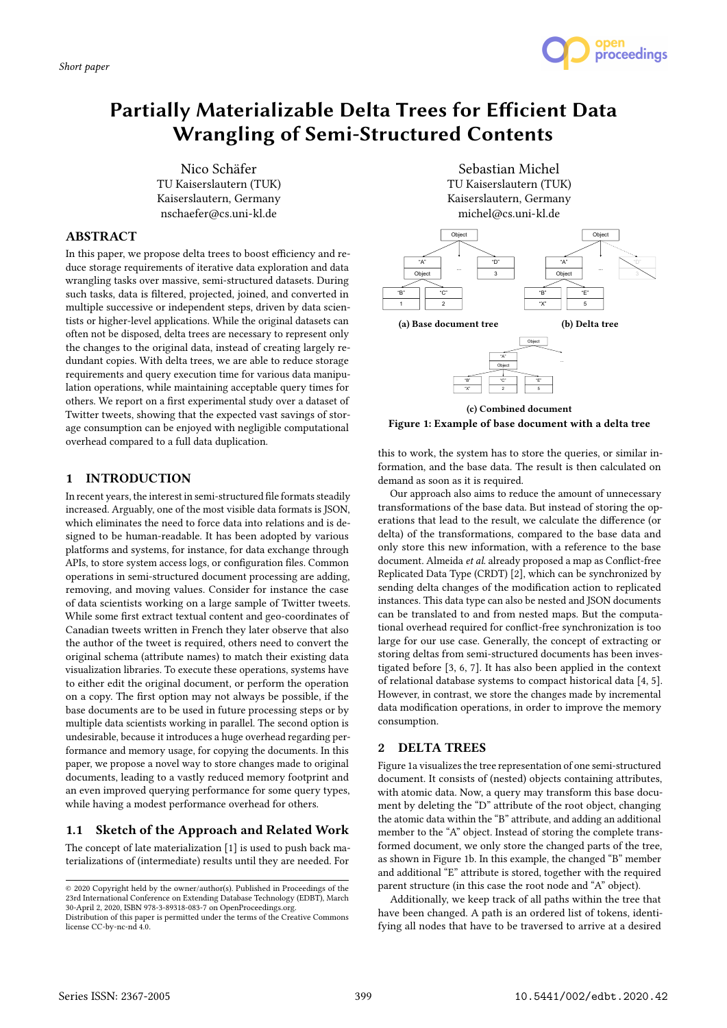Short paper

# Partially Materializable Delta Trees for Efficient Data Wrangling of Semi-Structured Contents

Nico Schäfer
TU Kaiserslautern (TUK)
Kaiserslautern, Germany
nschaefer@cs.uni-kl.de

Sebastian Michel
TU Kaiserslautern (TUK)
Kaiserslautern, Germany
michel@cs.uni-kl.de

## ABSTRACT

In this paper, we propose delta trees to boost efficiency and reduce storage requirements of iterative data exploration and data wrangling tasks over massive, semi-structured datasets. During such tasks, data is filtered, projected, joined, and converted in multiple successive or independent steps, driven by data scientists or higher-level applications. While the original datasets can often not be disposed, delta trees are necessary to represent only the changes to the original data, instead of creating largely redundant copies. With delta trees, we are able to reduce storage requirements and query execution time for various data manipulation operations, while maintaining acceptable query times for others. We report on a first experimental study over a dataset of Twitter tweets, showing that the expected vast savings of storage consumption can be enjoyed with negligible computational overhead compared to a full data duplication.

## 1 INTRODUCTION

In recent years, the interest in semi-structured file formats steadily increased. Arguably, one of the most visible data formats is JSON, which eliminates the need to force data into relations and is designed to be human-readable. It has been adopted by various platforms and systems, for instance, for data exchange through APIs, to store system access logs, or configuration files. Common operations in semi-structured document processing are adding, removing, and moving values. Consider for instance the case of data scientists working on a large sample of Twitter tweets. While some first extract textual content and geo-coordinates of Canadian tweets written in French they later observe that also the author of the tweet is required, others need to convert the original schema (attribute names) to match their existing data visualization libraries. To execute these operations, systems have to either edit the original document, or perform the operation on a copy. The first option may not always be possible, if the base documents are to be used in future processing steps or by multiple data scientists working in parallel. The second option is undesirable, because it introduces a huge overhead regarding performance and memory usage, for copying the documents. In this paper, we propose a novel way to store changes made to original documents, leading to a vastly reduced memory footprint and an even improved querying performance for some query types, while having a modest performance overhead for others.

### 1.1 Sketch of the Approach and Related Work

The concept of late materialization [1] is used to push back materializations of (intermediate) results until they are needed. For this to work, the system has to store the queries, or similar information, and the base data. The result is then calculated on demand as soon as it is required.

Our approach also aims to reduce the amount of unnecessary transformations of the base data. But instead of storing the operations that lead to the result, we calculate the difference (or delta) of the transformations, compared to the base data and only store this new information, with a reference to the base document. Almeida *et al.* already proposed a map as Conflict-free Replicated Data Type (CRDT) [2], which can be synchronized by sending delta changes of the modification action to replicated instances. This data type can also be nested and JSON documents can be translated to and from nested maps. But the computational overhead required for conflict-free synchronization is too large for our use case. Generally, the concept of extracting or storing deltas from semi-structured documents has been investigated before [3, 6, 7]. It has also been applied in the context of relational database systems to compact historical data [4, 5]. However, in contrast, we store the changes made by incremental data modification operations, in order to improve the memory consumption.

(a) Base document tree

(b) Delta tree

(c) Combined document

**Figure 1: Example of base document with a delta tree**

## 2 DELTA TREES

Figure 1a visualizes the tree representation of one semi-structured document. It consists of (nested) objects containing attributes, with atomic data. Now, a query may transform this base document by deleting the "D" attribute of the root object, changing the atomic data within the "B" attribute, and adding an additional member to the "A" object. Instead of storing the complete transformed document, we only store the changed parts of the tree, as shown in Figure 1b. In this example, the changed "B" member and additional "E" attribute is stored, together with the required parent structure (in this case the root node and "A" object).

Additionally, we keep track of all paths within the tree that have been changed. A path is an ordered list of tokens, identifying all nodes that have to be traversed to arrive at a desired

---

© 2020 Copyright held by the owner/author(s). Published in Proceedings of the 23rd International Conference on Extending Database Technology (EDBT), March 30-April 2, 2020, ISBN 978-3-89318-083-7 on OpenProceedings.org.
Distribution of this paper is permitted under the terms of the Creative Commons license CC-by-nc-nd 4.0.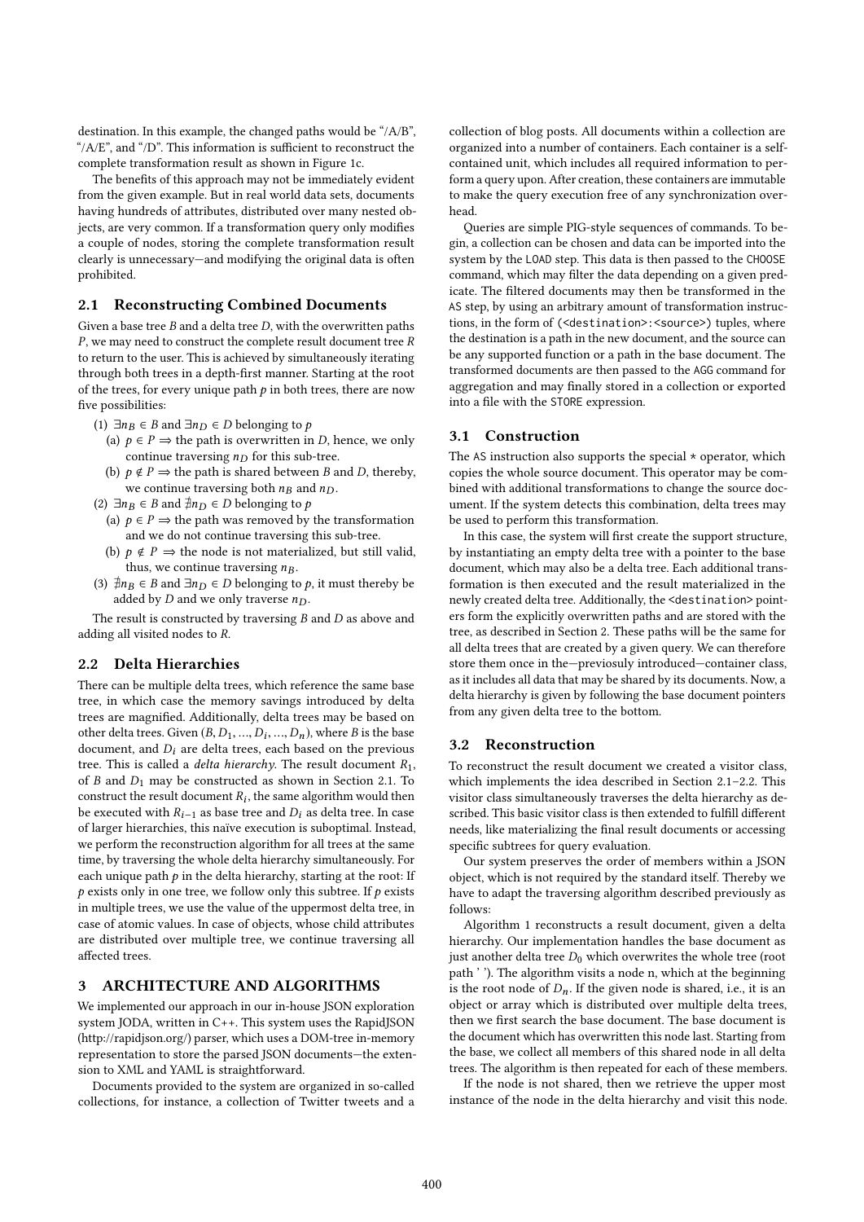destination. In this example, the changed paths would be "/A/B", "/A/E", and "/D". This information is sufficient to reconstruct the complete transformation result as shown in Figure 1c.

The benefits of this approach may not be immediately evident from the given example. But in real world data sets, documents having hundreds of attributes, distributed over many nested objects, are very common. If a transformation query only modifies a couple of nodes, storing the complete transformation result clearly is unnecessary—and modifying the original data is often prohibited.

## 2.1 Reconstructing Combined Documents

Given a base tree $B$ and a delta tree $D$, with the overwritten paths $P$, we may need to construct the complete result document tree $R$ to return to the user. This is achieved by simultaneously iterating through both trees in a depth-first manner. Starting at the root of the trees, for every unique path $p$ in both trees, there are now five possibilities:

1. $\exists n_B \in B$ and $\exists n_D \in D$ belonging to $p$
   a. $p \in P \Rightarrow$ the path is overwritten in $D$, hence, we only continue traversing $n_D$ for this sub-tree.
   b. $p \notin P \Rightarrow$ the path is shared between $B$ and $D$, thereby, we continue traversing both $n_B$ and $n_D$.
2. $\exists n_B \in B$ and $\nexists n_D \in D$ belonging to $p$
   a. $p \in P \Rightarrow$ the path was removed by the transformation and we do not continue traversing this sub-tree.
   b. $p \notin P \Rightarrow$ the node is not materialized, but still valid, thus, we continue traversing $n_B$.
3. $\nexists n_B \in B$ and $\exists n_D \in D$ belonging to $p$, it must thereby be added by $D$ and we only traverse $n_D$.

The result is constructed by traversing $B$ and $D$ as above and adding all visited nodes to $R$.

## 2.2 Delta Hierarchies

There can be multiple delta trees, which reference the same base tree, in which case the memory savings introduced by delta trees are magnified. Additionally, delta trees may be based on other delta trees. Given $(B, D_1, ..., D_i, ..., D_n)$, where $B$ is the base document, and $D_i$ are delta trees, each based on the previous tree. This is called a *delta hierarchy*. The result document $R_1$, of $B$ and $D_1$ may be constructed as shown in Section 2.1. To construct the result document $R_i$, the same algorithm would then be executed with $R_{i-1}$ as base tree and $D_i$ as delta tree. In case of larger hierarchies, this naïve execution is suboptimal. Instead, we perform the reconstruction algorithm for all trees at the same time, by traversing the whole delta hierarchy simultaneously. For each unique path $p$ in the delta hierarchy, starting at the root: If $p$ exists only in one tree, we follow only this subtree. If $p$ exists in multiple trees, we use the value of the uppermost delta tree, in case of atomic values. In case of objects, whose child attributes are distributed over multiple tree, we continue traversing all affected trees.

# 3 ARCHITECTURE AND ALGORITHMS

We implemented our approach in our in-house JSON exploration system JODA, written in C++. This system uses the RapidJSON (http://rapidjson.org/) parser, which uses a DOM-tree in-memory representation to store the parsed JSON documents—the extension to XML and YAML is straightforward.

Documents provided to the system are organized in so-called collections, for instance, a collection of Twitter tweets and a collection of blog posts. All documents within a collection are organized into a number of containers. Each container is a self-contained unit, which includes all required information to perform a query upon. After creation, these containers are immutable to make the query execution free of any synchronization overhead.

Queries are simple PIG-style sequences of commands. To begin, a collection can be chosen and data can be imported into the system by the `LOAD` step. This data is then passed to the `CHOOSE` command, which may filter the data depending on a given predicate. The filtered documents may then be transformed in the `AS` step, by using an arbitrary amount of transformation instructions, in the form of (`<destination>:<source>`) tuples, where the destination is a path in the new document, and the source can be any supported function or a path in the base document. The transformed documents are then passed to the `AGG` command for aggregation and may finally stored in a collection or exported into a file with the `STORE` expression.

## 3.1 Construction

The `AS` instruction also supports the special `*` operator, which copies the whole source document. This operator may be combined with additional transformations to change the source document. If the system detects this combination, delta trees may be used to perform this transformation.

In this case, the system will first create the support structure, by instantiating an empty delta tree with a pointer to the base document, which may also be a delta tree. Each additional transformation is then executed and the result materialized in the newly created delta tree. Additionally, the `<destination>` pointers form the explicitly overwritten paths and are stored with the tree, as described in Section 2. These paths will be the same for all delta trees that are created by a given query. We can therefore store them once in the—previously introduced—container class, as it includes all data that may be shared by its documents. Now, a delta hierarchy is given by following the base document pointers from any given delta tree to the bottom.

## 3.2 Reconstruction

To reconstruct the result document we created a visitor class, which implements the idea described in Section 2.1–2.2. This visitor class simultaneously traverses the delta hierarchy as described. This basic visitor class is then extended to fulfill different needs, like materializing the final result documents or accessing specific subtrees for query evaluation.

Our system preserves the order of members within a JSON object, which is not required by the standard itself. Thereby we have to adapt the traversing algorithm described previously as follows:

Algorithm 1 reconstructs a result document, given a delta hierarchy. Our implementation handles the base document as just another delta tree $D_0$ which overwrites the whole tree (root path ' '). The algorithm visits a node n, which at the beginning is the root node of $D_n$. If the given node is shared, i.e., it is an object or array which is distributed over multiple delta trees, then we first search the base document. The base document is the document which has overwritten this node last. Starting from the base, we collect all members of this shared node in all delta trees. The algorithm is then repeated for each of these members.

If the node is not shared, then we retrieve the upper most instance of the node in the delta hierarchy and visit this node.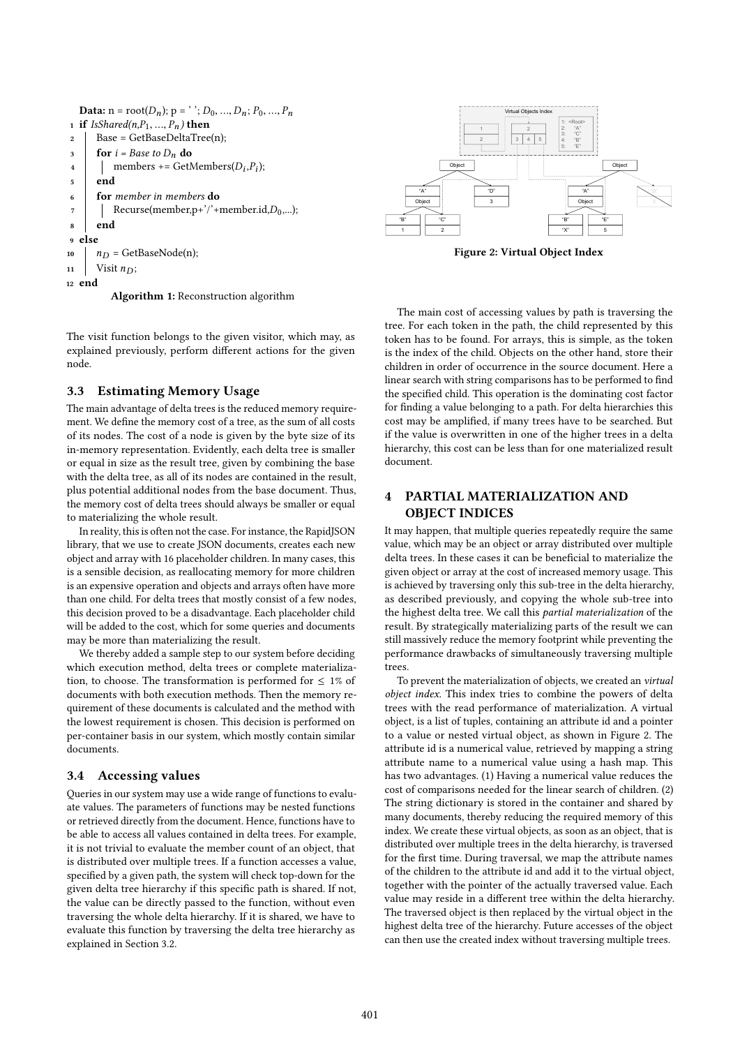```
Data: n = root(D_n); p = ' '; D_0, ..., D_n; P_0, ..., P_n
1  if IsShared(n,P_1, ..., P_n) then
2      Base = GetBaseDeltaTree(n);
3      for i = Base to D_n do
4          members += GetMembers(D_i,P_i);
5      end
6      for member in members do
7          Recurse(member,p+'/'+member.id,D_0,...);
8      end
9  else
10     n_D = GetBaseNode(n);
11     Visit n_D;
12 end
```

**Algorithm 1:** Reconstruction algorithm

The visit function belongs to the given visitor, which may, as explained previously, perform different actions for the given node.

## 3.3 Estimating Memory Usage

The main advantage of delta trees is the reduced memory requirement. We define the memory cost of a tree, as the sum of all costs of its nodes. The cost of a node is given by the byte size of its in-memory representation. Evidently, each delta tree is smaller or equal in size as the result tree, given by combining the base with the delta tree, as all of its nodes are contained in the result, plus potential additional nodes from the base document. Thus, the memory cost of delta trees should always be smaller or equal to materializing the whole result.

In reality, this is often not the case. For instance, the RapidJSON library, that we use to create JSON documents, creates each new object and array with 16 placeholder children. In many cases, this is a sensible decision, as reallocating memory for more children is an expensive operation and objects and arrays often have more than one child. For delta trees that mostly consist of a few nodes, this decision proved to be a disadvantage. Each placeholder child will be added to the cost, which for some queries and documents may be more than materializing the result.

We thereby added a sample step to our system before deciding which execution method, delta trees or complete materialization, to choose. The transformation is performed for $\leq 1\%$ of documents with both execution methods. Then the memory requirement of these documents is calculated and the method with the lowest requirement is chosen. This decision is performed on per-container basis in our system, which mostly contain similar documents.

## 3.4 Accessing values

Queries in our system may use a wide range of functions to evaluate values. The parameters of functions may be nested functions or retrieved directly from the document. Hence, functions have to be able to access all values contained in delta trees. For example, it is not trivial to evaluate the member count of an object, that is distributed over multiple trees. If a function accesses a value, specified by a given path, the system will check top-down for the given delta tree hierarchy if this specific path is shared. If not, the value can be directly passed to the function, without even traversing the whole delta hierarchy. If it is shared, we have to evaluate this function by traversing the delta tree hierarchy as explained in Section 3.2.

Figure 2: Virtual Object Index

The main cost of accessing values by path is traversing the tree. For each token in the path, the child represented by this token has to be found. For arrays, this is simple, as the token is the index of the child. Objects on the other hand, store their children in order of occurrence in the source document. Here a linear search with string comparisons has to be performed to find the specified child. This operation is the dominating cost factor for finding a value belonging to a path. For delta hierarchies this cost may be amplified, if many trees have to be searched. But if the value is overwritten in one of the higher trees in a delta hierarchy, this cost can be less than for one materialized result document.

# 4 PARTIAL MATERIALIZATION AND OBJECT INDICES

It may happen, that multiple queries repeatedly require the same value, which may be an object or array distributed over multiple delta trees. In these cases it can be beneficial to materialize the given object or array at the cost of increased memory usage. This is achieved by traversing only this sub-tree in the delta hierarchy, as described previously, and copying the whole sub-tree into the highest delta tree. We call this *partial materialization* of the result. By strategically materializing parts of the result we can still massively reduce the memory footprint while preventing the performance drawbacks of simultaneously traversing multiple trees.

To prevent the materialization of objects, we created an *virtual object index*. This index tries to combine the powers of delta trees with the read performance of materialization. A virtual object, is a list of tuples, containing an attribute id and a pointer to a value or nested virtual object, as shown in Figure 2. The attribute id is a numerical value, retrieved by mapping a string attribute name to a numerical value using a hash map. This has two advantages. (1) Having a numerical value reduces the cost of comparisons needed for the linear search of children. (2) The string dictionary is stored in the container and shared by many documents, thereby reducing the required memory of this index. We create these virtual objects, as soon as an object, that is distributed over multiple trees in the delta hierarchy, is traversed for the first time. During traversal, we map the attribute names of the children to the attribute id and add it to the virtual object, together with the pointer of the actually traversed value. Each value may reside in a different tree within the delta hierarchy. The traversed object is then replaced by the virtual object in the highest delta tree of the hierarchy. Future accesses of the object can then use the created index without traversing multiple trees.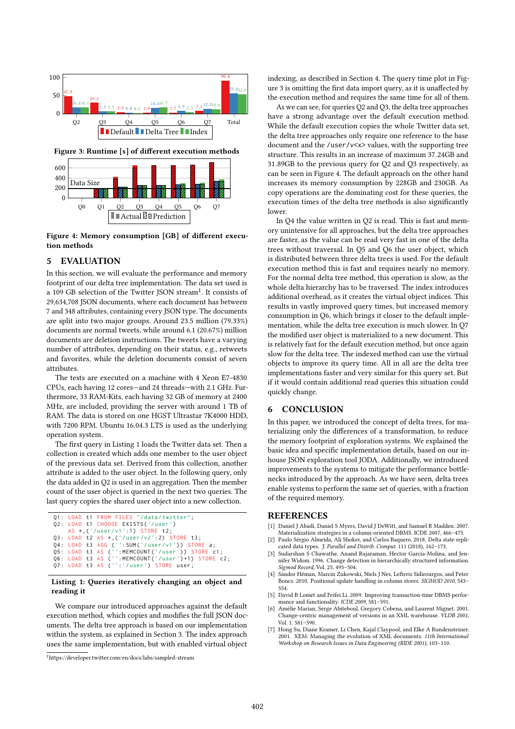100
50
0
47.9
16.1 16.1
29.2
5.3 5.3
2.5 0.8 0.5
2.0 14.4 16.7
1.7 6.9 3.3
7.1 12.2 10.6
90.4
55.6 52.6
Q2 Q3 Q4 Q5 Q6 Q7 Total
Default Delta Tree Index

Figure 3: Runtime [s] of different execution methods

600
400
200
0
Data Size
Q0 Q1 Q2 Q3 Q4 Q5 Q6 Q7
Actual Prediction

Figure 4: Memory consumption [GB] of different execution methods

## 5 EVALUATION

In this section, we will evaluate the performance and memory footprint of our delta tree implementation. The data set used is a 109 GB selection of the Twitter JSON stream[1]. It consists of 29,634,708 JSON documents, where each document has between 7 and 348 attributes, containing every JSON type. The documents are split into two major groups. Around 23.5 million (79.33%) documents are normal tweets, while around 6.1 (20.67%) million documents are deletion instructions. The tweets have a varying number of attributes, depending on their status, e.g., retweets and favorites, while the deletion documents consist of seven attributes.

The tests are executed on a machine with 4 Xeon E7-4830 CPUs, each having 12 cores—and 24 threads—with 2.1 GHz. Furthermore, 33 RAM-Kits, each having 32 GB of memory at 2400 MHz, are included, providing the server with around 1 TB of RAM. The data is stored on one HGST Ultrastar 7K4000 HDD, with 7200 RPM. Ubuntu 16.04.3 LTS is used as the underlying operation system.

The first query in Listing 1 loads the Twitter data set. Then a collection is created which adds one member to the user object of the previous data set. Derived from this collection, another attribute is added to the user object. In the following query, only the data added in Q2 is used in an aggregation. Then the member count of the user object is queried in the next two queries. The last query copies the shared user object into a new collection.

```
Q1: LOAD t1 FROM FILES "/data/twitter";
Q2: LOAD t1 CHOOSE EXISTS('/user')
    AS *,('/user/v1':1) STORE t2;
Q3: LOAD t2 AS *,('/user/v2':2) STORE t3;
Q4: LOAD t3 AGG ('':SUM('/user/v1')) STORE a;
Q5: LOAD t3 AS ('':MEMCOUNT('/user')) STORE c1;
Q6: LOAD t3 AS ('':MEMCOUNT('/user')+1) STORE c2;
Q7: LOAD t3 AS ('':'/user') STORE user;
```

**Listing 1: Queries iteratively changing an object and reading it**

We compare our introduced approaches against the default execution method, which copies and modifies the full JSON documents. The delta tree approach is based on our implementation within the system, as explained in Section 3. The index approach uses the same implementation, but with enabled virtual object indexing, as described in Section 4. The query time plot in Figure 3 is omitting the first data import query, as it is unaffected by the execution method and requires the same time for all of them.

As we can see, for queries Q2 and Q3, the delta tree approaches have a strong advantage over the default execution method. While the default execution copies the whole Twitter data set, the delta tree approaches only require one reference to the base document and the /user/v<x> values, with the supporting tree structure. This results in an increase of maximum 37.24GB and 31.89GB to the previous query for Q2 and Q3 respectively, as can be seen in Figure 4. The default approach on the other hand increases its memory consumption by 228GB and 230GB. As copy operations are the dominating cost for these queries, the execution times of the delta tree methods is also significantly lower.

In Q4 the value written in Q2 is read. This is fast and memory unintensive for all approaches, but the delta tree approaches are faster, as the value can be read very fast in one of the delta trees without traversal. In Q5 and Q6 the user object, which is distributed between three delta trees is used. For the default execution method this is fast and requires nearly no memory. For the normal delta tree method, this operation is slow, as the whole delta hierarchy has to be traversed. The index introduces additional overhead, as it creates the virtual object indices. This results in vastly improved query times, but increased memory consumption in Q6, which brings it closer to the default implementation, while the delta tree execution is much slower. In Q7 the modified user object is materialized to a new document. This is relatively fast for the default execution method, but once again slow for the delta tree. The indexed method can use the virtual objects to improve its query time. All in all are the delta tree implementations faster and very similar for this query set. But if it would contain additional read queries this situation could quickly change.

## 6 CONCLUSION

In this paper, we introduced the concept of delta trees, for materializing only the differences of a transformation, to reduce the memory footprint of exploration systems. We explained the basic idea and specific implementation details, based on our in-house JSON exploration tool JODA. Additionally, we introduced improvements to the systems to mitigate the performance bottlenecks introduced by the approach. As we have seen, delta trees enable systems to perform the same set of queries, with a fraction of the required memory.

## REFERENCES

[1] Daniel J Abadi, Daniel S Myers, David J DeWitt, and Samuel R Madden. 2007. Materialization strategies in a column-oriented DBMS. ICDE 2007, 466–475.

[2] Paulo Sérgio Almeida, Ali Shoker, and Carlos Baquero. 2018. Delta state replicated data types. *J. Parallel and Distrib. Comput.* 111 (2018), 162–173.

[3] Sudarshan S Chawathe, Anand Rajaraman, Hector Garcia-Molina, and Jennifer Widom. 1996. Change detection in hierarchically structured information. *Sigmod Record*, Vol. 25, 493–504.

[4] Sándor Héman, Marcin Zukowski, Niels J Nes, Lefteris Sidirourgos, and Peter Boncz. 2010. Positional update handling in column stores. *SIGMOD 2010*, 543–554.

[5] David B Lomet and Feifei Li. 2009. Improving transaction-time DBMS performance and functionality. *ICDE 2009*, 581–591.

[6] Amélie Marian, Serge Abiteboul, Gregory Cobena, and Laurent Mignet. 2001. Change-centric management of versions in an XML warehouse. *VLDB 2001*, Vol. 1. 581–590.

[7] Hong Su, Diane Kramer, Li Chen, Kajal Claypool, and Elke A Rundensteiner. 2001. XEM: Managing the evolution of XML documents. *11th International Workshop on Research Issues in Data Engineering (RIDE 2001)*, 103–110.

[1] https://developer.twitter.com/en/docs/labs/sampled-stream